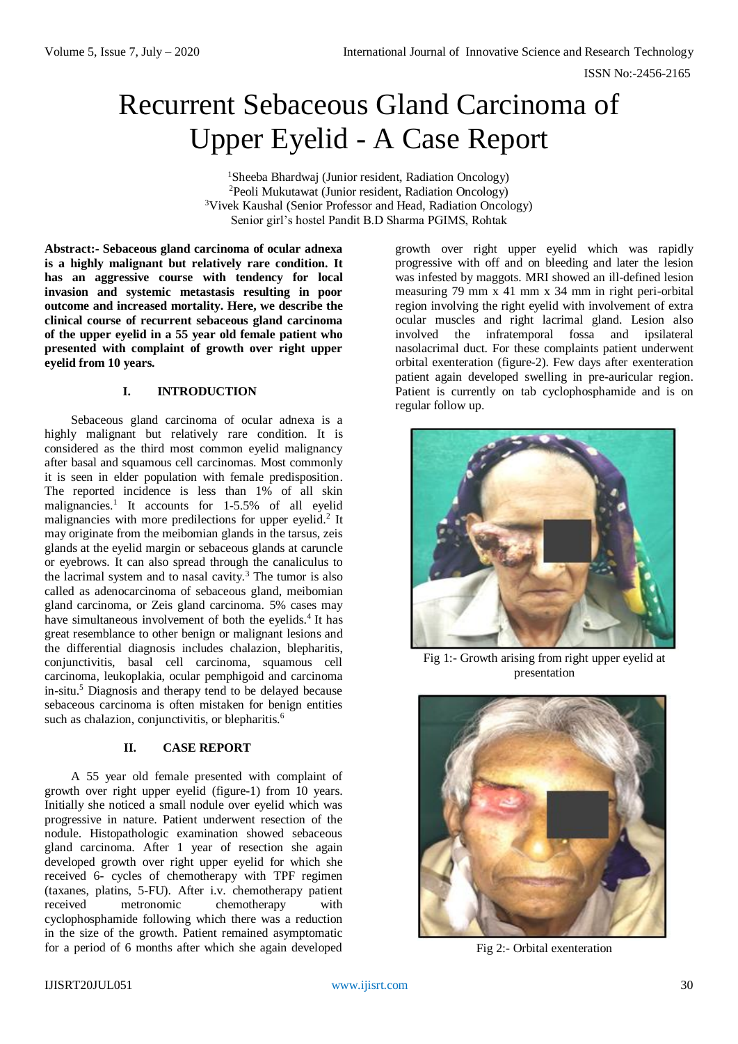# Recurrent Sebaceous Gland Carcinoma of Upper Eyelid - A Case Report

[1]Sheeba Bhardwaj (Junior resident, Radiation Oncology)
[2]Peoli Mukutawat (Junior resident, Radiation Oncology)
[3]Vivek Kaushal (Senior Professor and Head, Radiation Oncology)
Senior girl's hostel Pandit B.D Sharma PGIMS, Rohtak

**Abstract:- Sebaceous gland carcinoma of ocular adnexa is a highly malignant but relatively rare condition. It has an aggressive course with tendency for local invasion and systemic metastasis resulting in poor outcome and increased mortality. Here, we describe the clinical course of recurrent sebaceous gland carcinoma of the upper eyelid in a 55 year old female patient who presented with complaint of growth over right upper eyelid from 10 years.**

## I. INTRODUCTION

Sebaceous gland carcinoma of ocular adnexa is a highly malignant but relatively rare condition. It is considered as the third most common eyelid malignancy after basal and squamous cell carcinomas. Most commonly it is seen in elder population with female predisposition. The reported incidence is less than 1% of all skin malignancies.[1] It accounts for 1-5.5% of all eyelid malignancies with more predilections for upper eyelid.[2] It may originate from the meibomian glands in the tarsus, zeis glands at the eyelid margin or sebaceous glands at caruncle or eyebrows. It can also spread through the canaliculus to the lacrimal system and to nasal cavity.[3] The tumor is also called as adenocarcinoma of sebaceous gland, meibomian gland carcinoma, or Zeis gland carcinoma. 5% cases may have simultaneous involvement of both the eyelids.[4] It has great resemblance to other benign or malignant lesions and the differential diagnosis includes chalazion, blepharitis, conjunctivitis, basal cell carcinoma, squamous cell carcinoma, leukoplakia, ocular pemphigoid and carcinoma in-situ.[5] Diagnosis and therapy tend to be delayed because sebaceous carcinoma is often mistaken for benign entities such as chalazion, conjunctivitis, or blepharitis.[6]

## II. CASE REPORT

A 55 year old female presented with complaint of growth over right upper eyelid (figure-1) from 10 years. Initially she noticed a small nodule over eyelid which was progressive in nature. Patient underwent resection of the nodule. Histopathologic examination showed sebaceous gland carcinoma. After 1 year of resection she again developed growth over right upper eyelid for which she received 6- cycles of chemotherapy with TPF regimen (taxanes, platins, 5-FU). After i.v. chemotherapy patient received metronomic chemotherapy with cyclophosphamide following which there was a reduction in the size of the growth. Patient remained asymptomatic for a period of 6 months after which she again developed growth over right upper eyelid which was rapidly progressive with off and on bleeding and later the lesion was infested by maggots. MRI showed an ill-defined lesion measuring 79 mm x 41 mm x 34 mm in right peri-orbital region involving the right eyelid with involvement of extra ocular muscles and right lacrimal gland. Lesion also involved the infratemporal fossa and ipsilateral nasolacrimal duct. For these complaints patient underwent orbital exenteration (figure-2). Few days after exenteration patient again developed swelling in pre-auricular region. Patient is currently on tab cyclophosphamide and is on regular follow up.

Fig 1:- Growth arising from right upper eyelid at presentation

Fig 2:- Orbital exenteration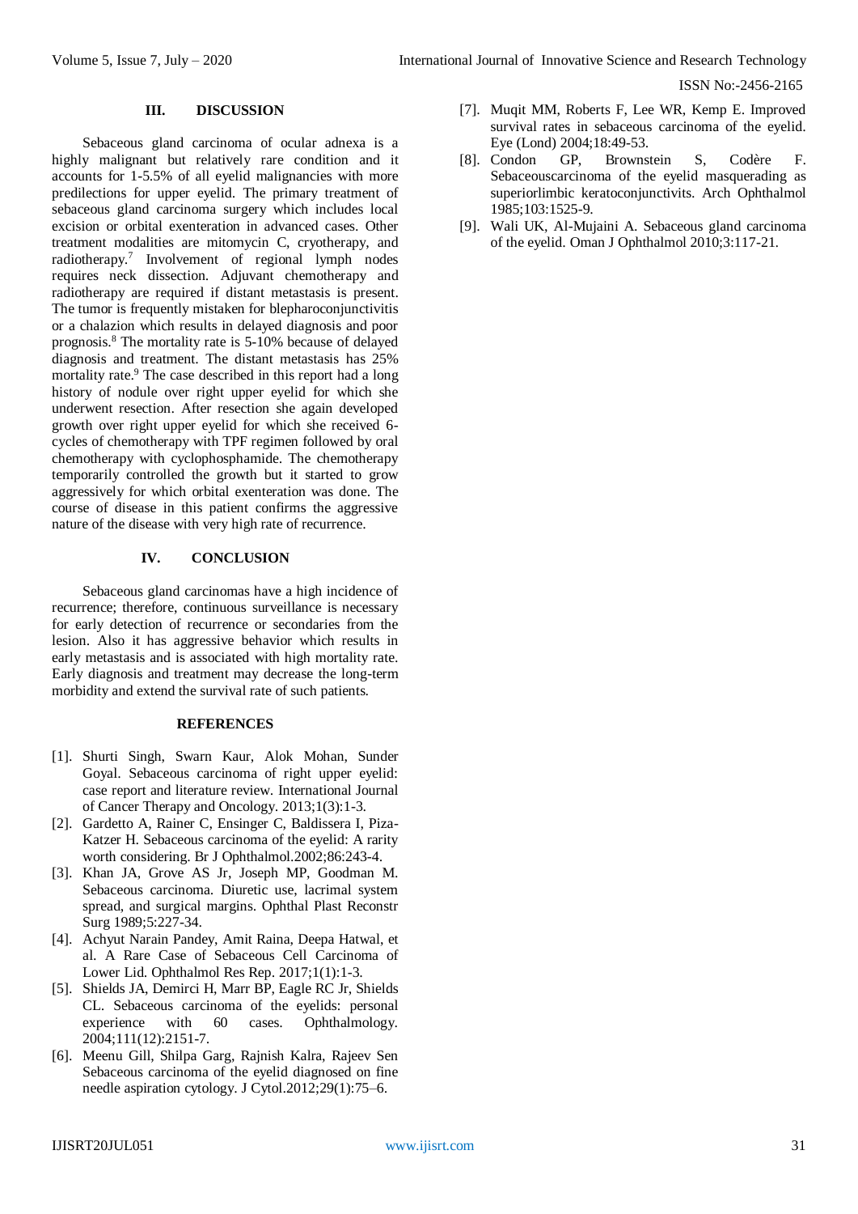## III. DISCUSSION

Sebaceous gland carcinoma of ocular adnexa is a highly malignant but relatively rare condition and it accounts for 1-5.5% of all eyelid malignancies with more predilections for upper eyelid. The primary treatment of sebaceous gland carcinoma surgery which includes local excision or orbital exenteration in advanced cases. Other treatment modalities are mitomycin C, cryotherapy, and radiotherapy.[7] Involvement of regional lymph nodes requires neck dissection. Adjuvant chemotherapy and radiotherapy are required if distant metastasis is present. The tumor is frequently mistaken for blepharoconjunctivitis or a chalazion which results in delayed diagnosis and poor prognosis.[8] The mortality rate is 5-10% because of delayed diagnosis and treatment. The distant metastasis has 25% mortality rate.[9] The case described in this report had a long history of nodule over right upper eyelid for which she underwent resection. After resection she again developed growth over right upper eyelid for which she received 6-cycles of chemotherapy with TPF regimen followed by oral chemotherapy with cyclophosphamide. The chemotherapy temporarily controlled the growth but it started to grow aggressively for which orbital exenteration was done. The course of disease in this patient confirms the aggressive nature of the disease with very high rate of recurrence.

## IV. CONCLUSION

Sebaceous gland carcinomas have a high incidence of recurrence; therefore, continuous surveillance is necessary for early detection of recurrence or secondaries from the lesion. Also it has aggressive behavior which results in early metastasis and is associated with high mortality rate. Early diagnosis and treatment may decrease the long-term morbidity and extend the survival rate of such patients.

## REFERENCES

[1]. Shurti Singh, Swarn Kaur, Alok Mohan, Sunder Goyal. Sebaceous carcinoma of right upper eyelid: case report and literature review. International Journal of Cancer Therapy and Oncology. 2013;1(3):1-3.

[2]. Gardetto A, Rainer C, Ensinger C, Baldissera I, Piza-Katzer H. Sebaceous carcinoma of the eyelid: A rarity worth considering. Br J Ophthalmol.2002;86:243-4.

[3]. Khan JA, Grove AS Jr, Joseph MP, Goodman M. Sebaceous carcinoma. Diuretic use, lacrimal system spread, and surgical margins. Ophthal Plast Reconstr Surg 1989;5:227-34.

[4]. Achyut Narain Pandey, Amit Raina, Deepa Hatwal, et al. A Rare Case of Sebaceous Cell Carcinoma of Lower Lid. Ophthalmol Res Rep. 2017;1(1):1-3.

[5]. Shields JA, Demirci H, Marr BP, Eagle RC Jr, Shields CL. Sebaceous carcinoma of the eyelids: personal experience with 60 cases. Ophthalmology. 2004;111(12):2151-7.

[6]. Meenu Gill, Shilpa Garg, Rajnish Kalra, Rajeev Sen Sebaceous carcinoma of the eyelid diagnosed on fine needle aspiration cytology. J Cytol.2012;29(1):75–6.

[7]. Muqit MM, Roberts F, Lee WR, Kemp E. Improved survival rates in sebaceous carcinoma of the eyelid. Eye (Lond) 2004;18:49-53.

[8]. Condon GP, Brownstein S, Codère F. Sebaceouscarcinoma of the eyelid masquerading as superiorlimbic keratoconjunctivits. Arch Ophthalmol 1985;103:1525-9.

[9]. Wali UK, Al-Mujaini A. Sebaceous gland carcinoma of the eyelid. Oman J Ophthalmol 2010;3:117-21.